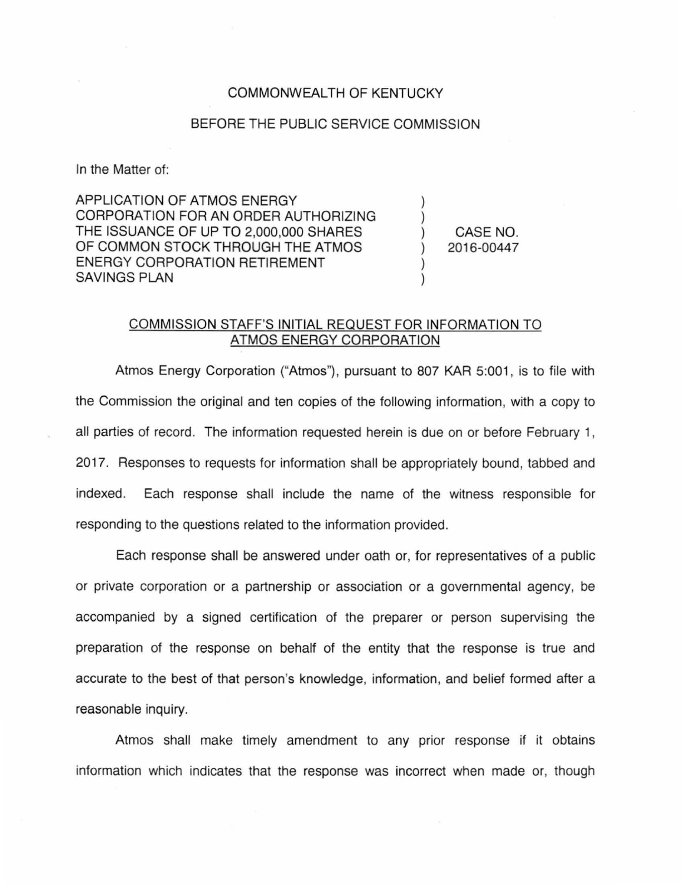COMMONWEALTH OF KENTUCKY

BEFORE THE PUBLIC SERVICE COMMISSION

In the Matter of:

| | | |
|---|---|---|
| APPLICATION OF ATMOS ENERGY CORPORATION FOR AN ORDER AUTHORIZING THE ISSUANCE OF UP TO 2,000,000 SHARES OF COMMON STOCK THROUGH THE ATMOS ENERGY CORPORATION RETIREMENT SAVINGS PLAN | ) ) ) ) ) ) | CASE NO. 2016-00447 |

## COMMISSION STAFF'S INITIAL REQUEST FOR INFORMATION TO ATMOS ENERGY CORPORATION

Atmos Energy Corporation ("Atmos"), pursuant to 807 KAR 5:001, is to file with the Commission the original and ten copies of the following information, with a copy to all parties of record. The information requested herein is due on or before February 1, 2017. Responses to requests for information shall be appropriately bound, tabbed and indexed. Each response shall include the name of the witness responsible for responding to the questions related to the information provided.

Each response shall be answered under oath or, for representatives of a public or private corporation or a partnership or association or a governmental agency, be accompanied by a signed certification of the preparer or person supervising the preparation of the response on behalf of the entity that the response is true and accurate to the best of that person's knowledge, information, and belief formed after a reasonable inquiry.

Atmos shall make timely amendment to any prior response if it obtains information which indicates that the response was incorrect when made or, though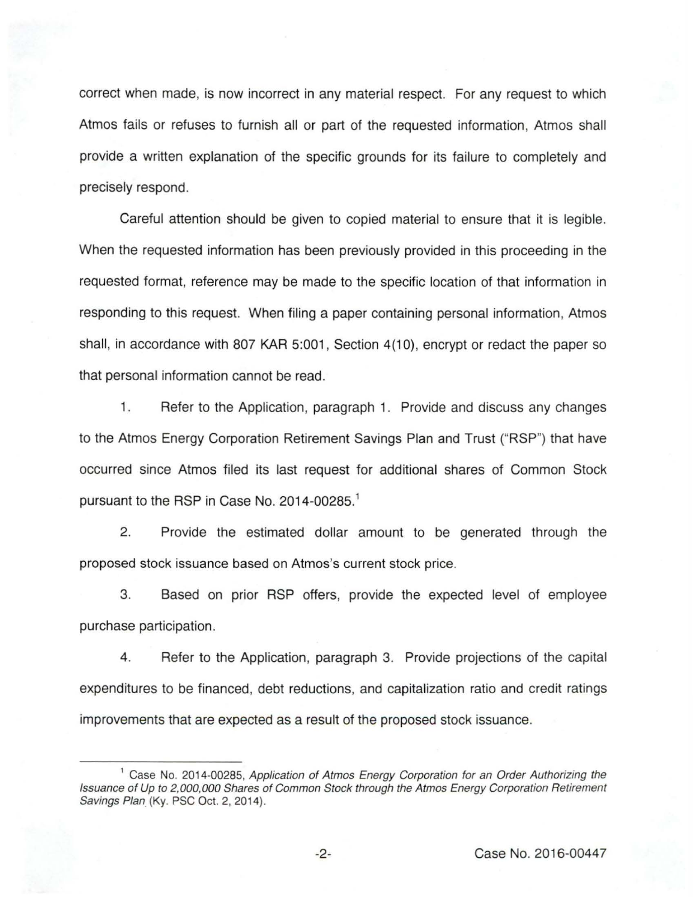correct when made, is now incorrect in any material respect. For any request to which Atmos fails or refuses to furnish all or part of the requested information, Atmos shall provide a written explanation of the specific grounds for its failure to completely and precisely respond.

Careful attention should be given to copied material to ensure that it is legible. When the requested information has been previously provided in this proceeding in the requested format, reference may be made to the specific location of that information in responding to this request. When filing a paper containing personal information, Atmos shall, in accordance with 807 KAR 5:001, Section 4(10), encrypt or redact the paper so that personal information cannot be read.

1. Refer to the Application, paragraph 1. Provide and discuss any changes to the Atmos Energy Corporation Retirement Savings Plan and Trust ("RSP") that have occurred since Atmos filed its last request for additional shares of Common Stock pursuant to the RSP in Case No. 2014-00285.[1]

2. Provide the estimated dollar amount to be generated through the proposed stock issuance based on Atmos's current stock price.

3. Based on prior RSP offers, provide the expected level of employee purchase participation.

4. Refer to the Application, paragraph 3. Provide projections of the capital expenditures to be financed, debt reductions, and capitalization ratio and credit ratings improvements that are expected as a result of the proposed stock issuance.

---

[1] Case No. 2014-00285, *Application of Atmos Energy Corporation for an Order Authorizing the Issuance of Up to 2,000,000 Shares of Common Stock through the Atmos Energy Corporation Retirement Savings Plan* (Ky. PSC Oct. 2, 2014).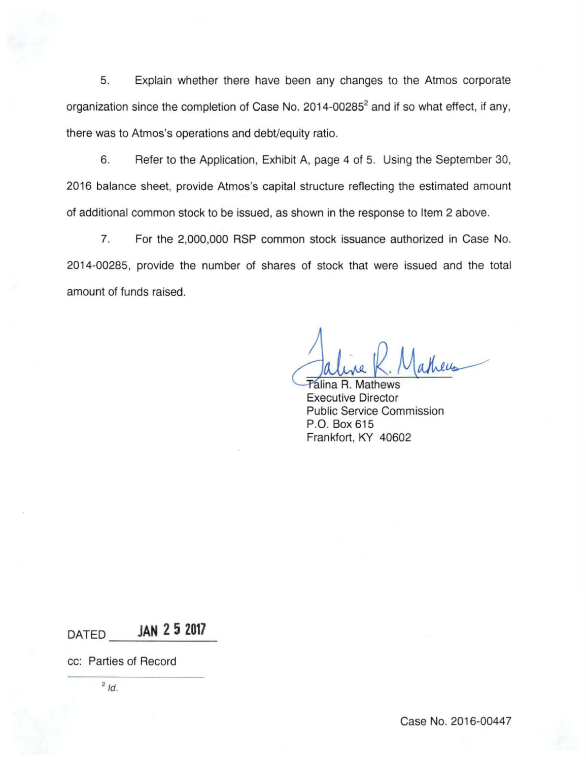5. Explain whether there have been any changes to the Atmos corporate organization since the completion of Case No. 2014-00285[2] and if so what effect, if any, there was to Atmos's operations and debt/equity ratio.

6. Refer to the Application, Exhibit A, page 4 of 5. Using the September 30, 2016 balance sheet, provide Atmos's capital structure reflecting the estimated amount of additional common stock to be issued, as shown in the response to Item 2 above.

7. For the 2,000,000 RSP common stock issuance authorized in Case No. 2014-00285, provide the number of shares of stock that were issued and the total amount of funds raised.

Talina R. Mathews
Executive Director
Public Service Commission
P.O. Box 615
Frankfort, KY 40602

DATED **JAN 25 2017**

cc: Parties of Record

[2] *Id.*

Case No. 2016-00447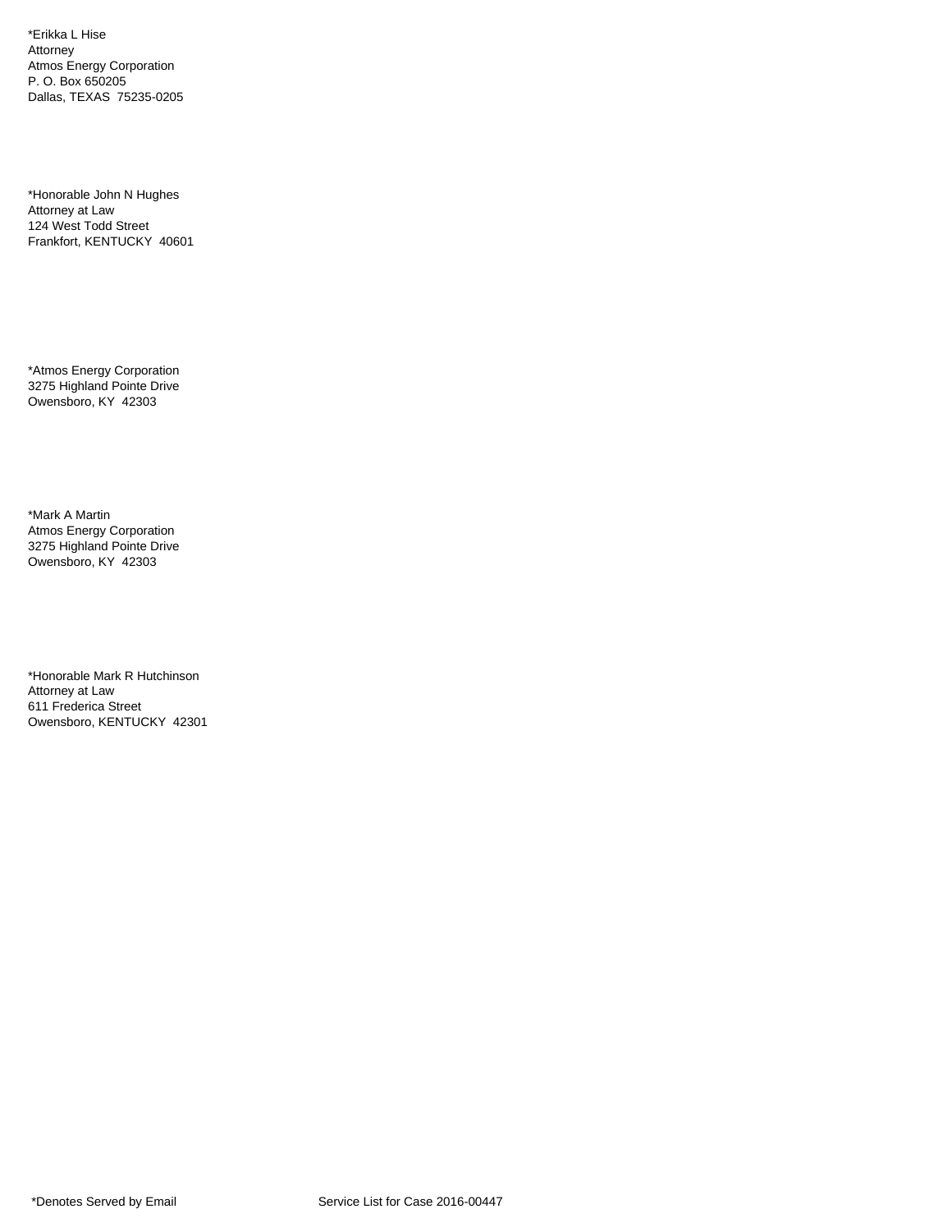*Erikka L Hise
Attorney
Atmos Energy Corporation
P. O. Box 650205
Dallas, TEXAS  75235-0205

*Honorable John N Hughes
Attorney at Law
124 West Todd Street
Frankfort, KENTUCKY  40601

*Atmos Energy Corporation
3275 Highland Pointe Drive
Owensboro, KY  42303

*Mark A Martin
Atmos Energy Corporation
3275 Highland Pointe Drive
Owensboro, KY  42303

*Honorable Mark R Hutchinson
Attorney at Law
611 Frederica Street
Owensboro, KENTUCKY  42301

*Denotes Served by Email

Service List for Case 2016-00447